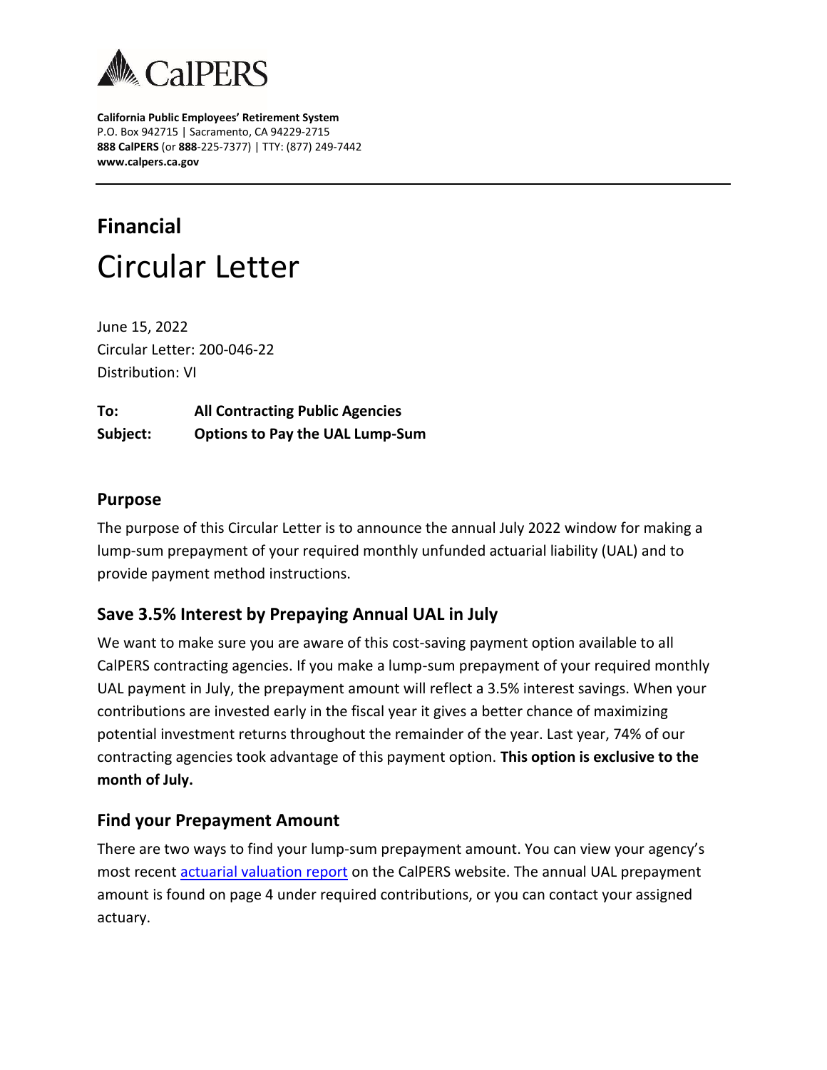**California Public Employees' Retirement System**
P.O. Box 942715 | Sacramento, CA 94229-2715
**888 CalPERS** (or **888**-225-7377) | TTY: (877) 249-7442
**www.calpers.ca.gov**

---

## Financial

# Circular Letter

June 15, 2022
Circular Letter: 200-046-22
Distribution: VI

**To:** **All Contracting Public Agencies**
**Subject:** **Options to Pay the UAL Lump-Sum**

### Purpose

The purpose of this Circular Letter is to announce the annual July 2022 window for making a lump-sum prepayment of your required monthly unfunded actuarial liability (UAL) and to provide payment method instructions.

### Save 3.5% Interest by Prepaying Annual UAL in July

We want to make sure you are aware of this cost-saving payment option available to all CalPERS contracting agencies. If you make a lump-sum prepayment of your required monthly UAL payment in July, the prepayment amount will reflect a 3.5% interest savings. When your contributions are invested early in the fiscal year it gives a better chance of maximizing potential investment returns throughout the remainder of the year. Last year, 74% of our contracting agencies took advantage of this payment option. **This option is exclusive to the month of July.**

### Find your Prepayment Amount

There are two ways to find your lump-sum prepayment amount. You can view your agency's most recent actuarial valuation report on the CalPERS website. The annual UAL prepayment amount is found on page 4 under required contributions, or you can contact your assigned actuary.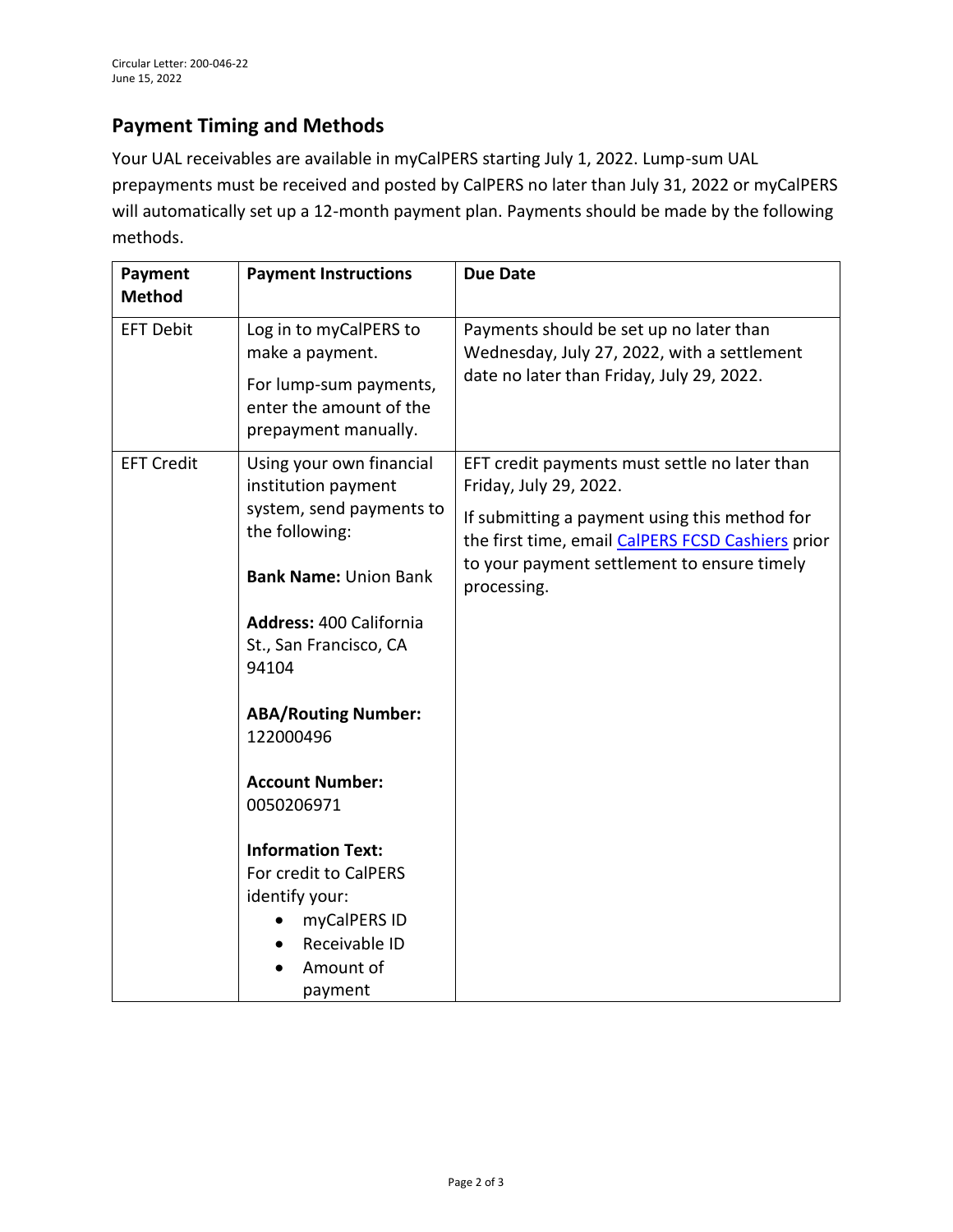## Payment Timing and Methods

Your UAL receivables are available in myCalPERS starting July 1, 2022. Lump-sum UAL prepayments must be received and posted by CalPERS no later than July 31, 2022 or myCalPERS will automatically set up a 12-month payment plan. Payments should be made by the following methods.

| Payment Method | Payment Instructions | Due Date |
|---|---|---|
| EFT Debit | Log in to myCalPERS to make a payment.<br><br>For lump-sum payments, enter the amount of the prepayment manually. | Payments should be set up no later than Wednesday, July 27, 2022, with a settlement date no later than Friday, July 29, 2022. |
| EFT Credit | Using your own financial institution payment system, send payments to the following:<br><br>**Bank Name:** Union Bank<br><br>**Address:** 400 California St., San Francisco, CA 94104<br><br>**ABA/Routing Number:** 122000496<br><br>**Account Number:** 0050206971<br><br>**Information Text:** For credit to CalPERS identify your:<br>• myCalPERS ID<br>• Receivable ID<br>• Amount of payment | EFT credit payments must settle no later than Friday, July 29, 2022.<br><br>If submitting a payment using this method for the first time, email CalPERS FCSD Cashiers prior to your payment settlement to ensure timely processing. |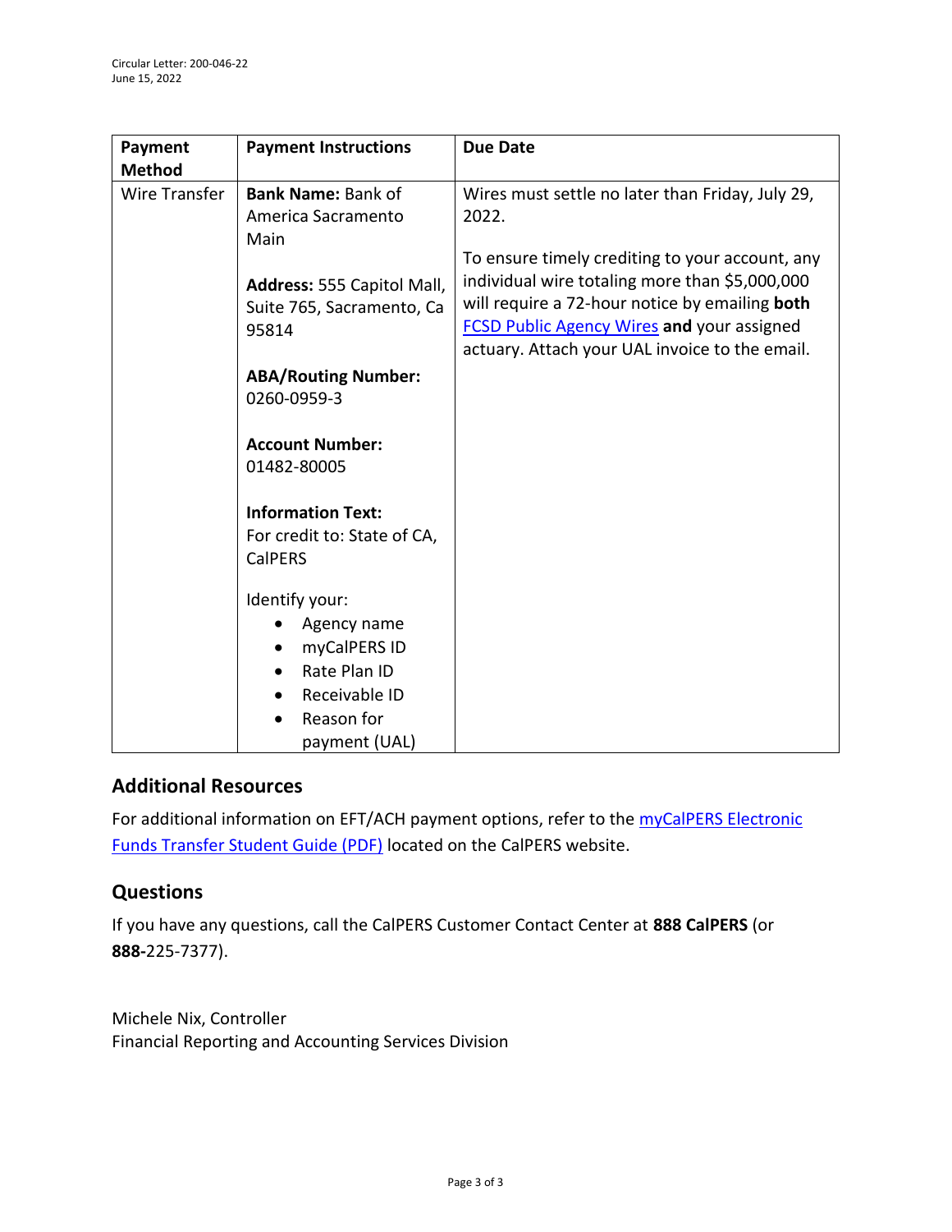| Payment Method | Payment Instructions | Due Date |
|---|---|---|
| Wire Transfer | **Bank Name:** Bank of America Sacramento Main<br><br>**Address:** 555 Capitol Mall, Suite 765, Sacramento, Ca 95814<br><br>**ABA/Routing Number:** 0260-0959-3<br><br>**Account Number:** 01482-80005<br><br>**Information Text:** For credit to: State of CA, CalPERS<br><br>Identify your:<br>• Agency name<br>• myCalPERS ID<br>• Rate Plan ID<br>• Receivable ID<br>• Reason for payment (UAL) | Wires must settle no later than Friday, July 29, 2022.<br><br>To ensure timely crediting to your account, any individual wire totaling more than $5,000,000 will require a 72-hour notice by emailing **both** FCSD Public Agency Wires **and** your assigned actuary. Attach your UAL invoice to the email. |

## Additional Resources

For additional information on EFT/ACH payment options, refer to the myCalPERS Electronic Funds Transfer Student Guide (PDF) located on the CalPERS website.

## Questions

If you have any questions, call the CalPERS Customer Contact Center at **888 CalPERS** (or **888-**225-7377).

Michele Nix, Controller
Financial Reporting and Accounting Services Division